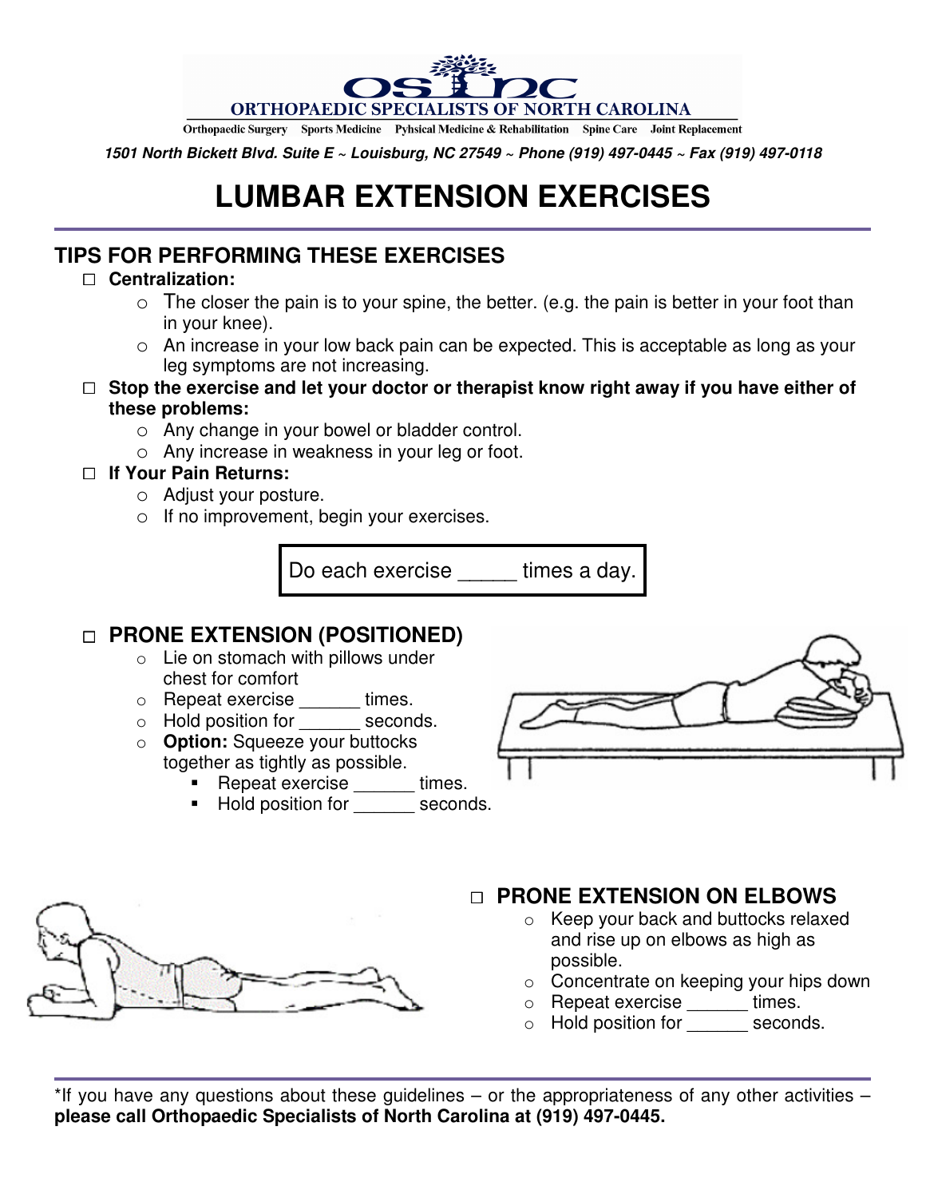ORTHOPAEDIC SPECIALISTS OF NORTH CAROLINA

Orthopaedic Surgery   Sports Medicine   Pyhsical Medicine & Rehabilitation   Spine Care   Joint Replacement

*1501 North Bickett Blvd. Suite E ~ Louisburg, NC 27549 ~ Phone (919) 497-0445 ~ Fax (919) 497-0118*

# LUMBAR EXTENSION EXERCISES

## TIPS FOR PERFORMING THESE EXERCISES

- □ **Centralization:**
  - The closer the pain is to your spine, the better. (e.g. the pain is better in your foot than in your knee).
  - An increase in your low back pain can be expected. This is acceptable as long as your leg symptoms are not increasing.
- □ **Stop the exercise and let your doctor or therapist know right away if you have either of these problems:**
  - Any change in your bowel or bladder control.
  - Any increase in weakness in your leg or foot.
- □ **If Your Pain Returns:**
  - Adjust your posture.
  - If no improvement, begin your exercises.

Do each exercise _____ times a day.

## □ PRONE EXTENSION (POSITIONED)

- Lie on stomach with pillows under chest for comfort
- Repeat exercise ______ times.
- Hold position for ______ seconds.
- **Option:** Squeeze your buttocks together as tightly as possible.
  - Repeat exercise ______ times.
  - Hold position for ______ seconds.

## □ PRONE EXTENSION ON ELBOWS

- Keep your back and buttocks relaxed and rise up on elbows as high as possible.
- Concentrate on keeping your hips down
- Repeat exercise ______ times.
- Hold position for ______ seconds.

*If you have any questions about these guidelines – or the appropriateness of any other activities – **please call Orthopaedic Specialists of North Carolina at (919) 497-0445.**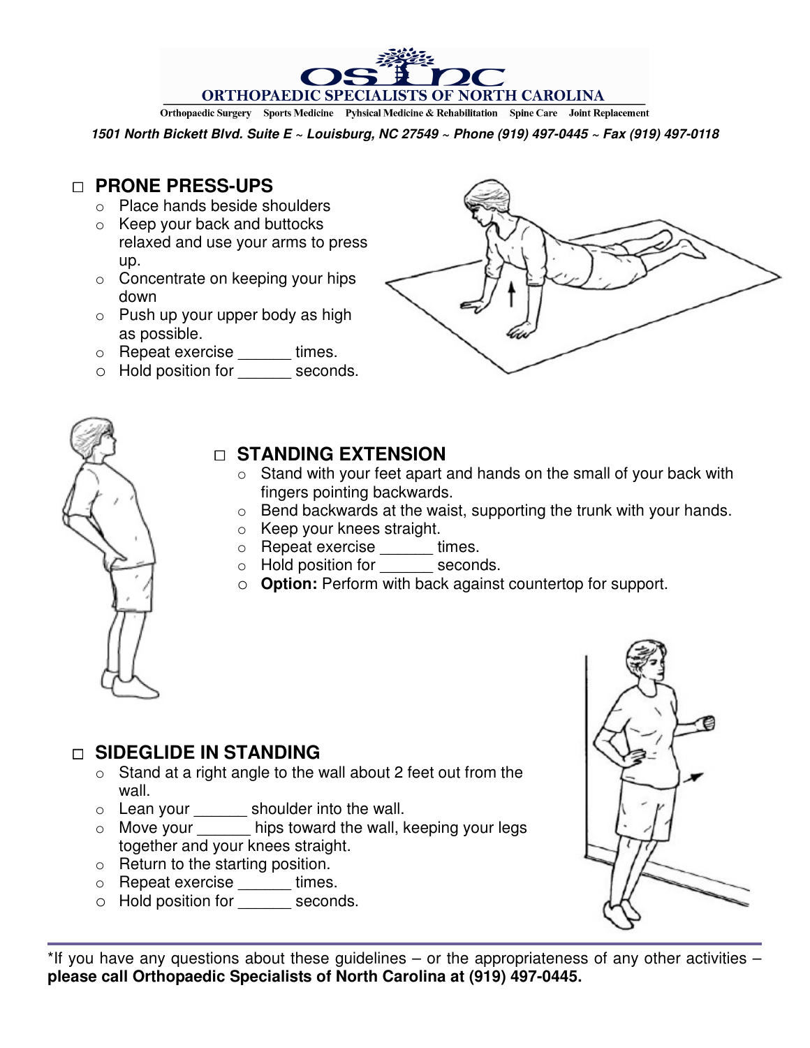# ORTHOPAEDIC SPECIALISTS OF NORTH CAROLINA

Orthopaedic Surgery   Sports Medicine   Pyhsical Medicine & Rehabilitation   Spine Care   Joint Replacement

***1501 North Bickett Blvd. Suite E ~ Louisburg, NC 27549 ~ Phone (919) 497-0445 ~ Fax (919) 497-0118***

## □ PRONE PRESS-UPS

- Place hands beside shoulders
- Keep your back and buttocks relaxed and use your arms to press up.
- Concentrate on keeping your hips down
- Push up your upper body as high as possible.
- Repeat exercise ______ times.
- Hold position for ______ seconds.

## □ STANDING EXTENSION

- Stand with your feet apart and hands on the small of your back with fingers pointing backwards.
- Bend backwards at the waist, supporting the trunk with your hands.
- Keep your knees straight.
- Repeat exercise ______ times.
- Hold position for ______ seconds.
- **Option:** Perform with back against countertop for support.

## □ SIDEGLIDE IN STANDING

- Stand at a right angle to the wall about 2 feet out from the wall.
- Lean your ______ shoulder into the wall.
- Move your ______ hips toward the wall, keeping your legs together and your knees straight.
- Return to the starting position.
- Repeat exercise ______ times.
- Hold position for ______ seconds.

*If you have any questions about these guidelines – or the appropriateness of any other activities – **please call Orthopaedic Specialists of North Carolina at (919) 497-0445.**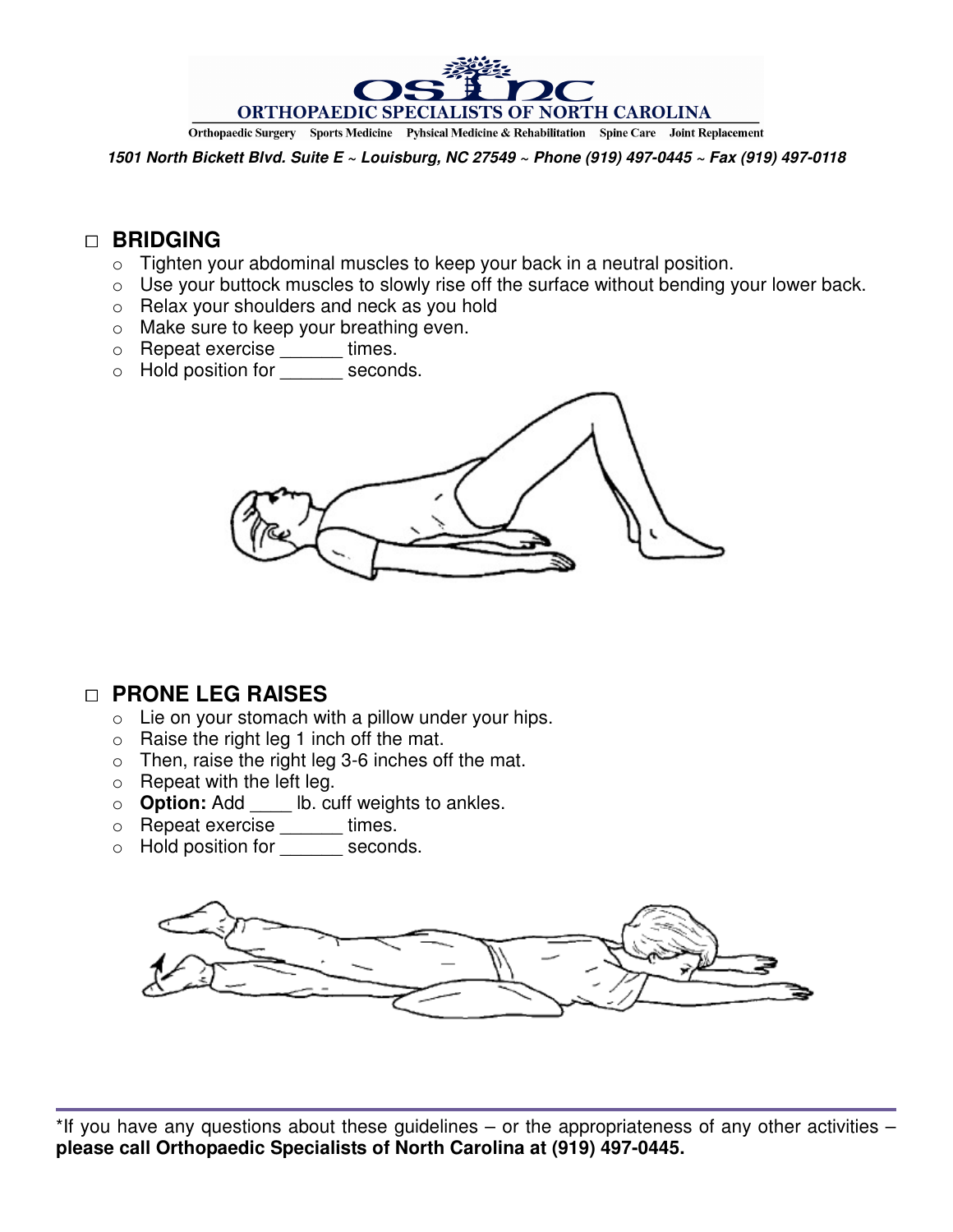# ORTHOPAEDIC SPECIALISTS OF NORTH CAROLINA

Orthopaedic Surgery Sports Medicine Pyhsical Medicine & Rehabilitation Spine Care Joint Replacement

***1501 North Bickett Blvd. Suite E ~ Louisburg, NC 27549 ~ Phone (919) 497-0445 ~ Fax (919) 497-0118***

## □ BRIDGING

- Tighten your abdominal muscles to keep your back in a neutral position.
- Use your buttock muscles to slowly rise off the surface without bending your lower back.
- Relax your shoulders and neck as you hold
- Make sure to keep your breathing even.
- Repeat exercise ______ times.
- Hold position for ______ seconds.

## □ PRONE LEG RAISES

- Lie on your stomach with a pillow under your hips.
- Raise the right leg 1 inch off the mat.
- Then, raise the right leg 3-6 inches off the mat.
- Repeat with the left leg.
- **Option:** Add ____ lb. cuff weights to ankles.
- Repeat exercise ______ times.
- Hold position for ______ seconds.

*If you have any questions about these guidelines – or the appropriateness of any other activities – **please call Orthopaedic Specialists of North Carolina at (919) 497-0445.**